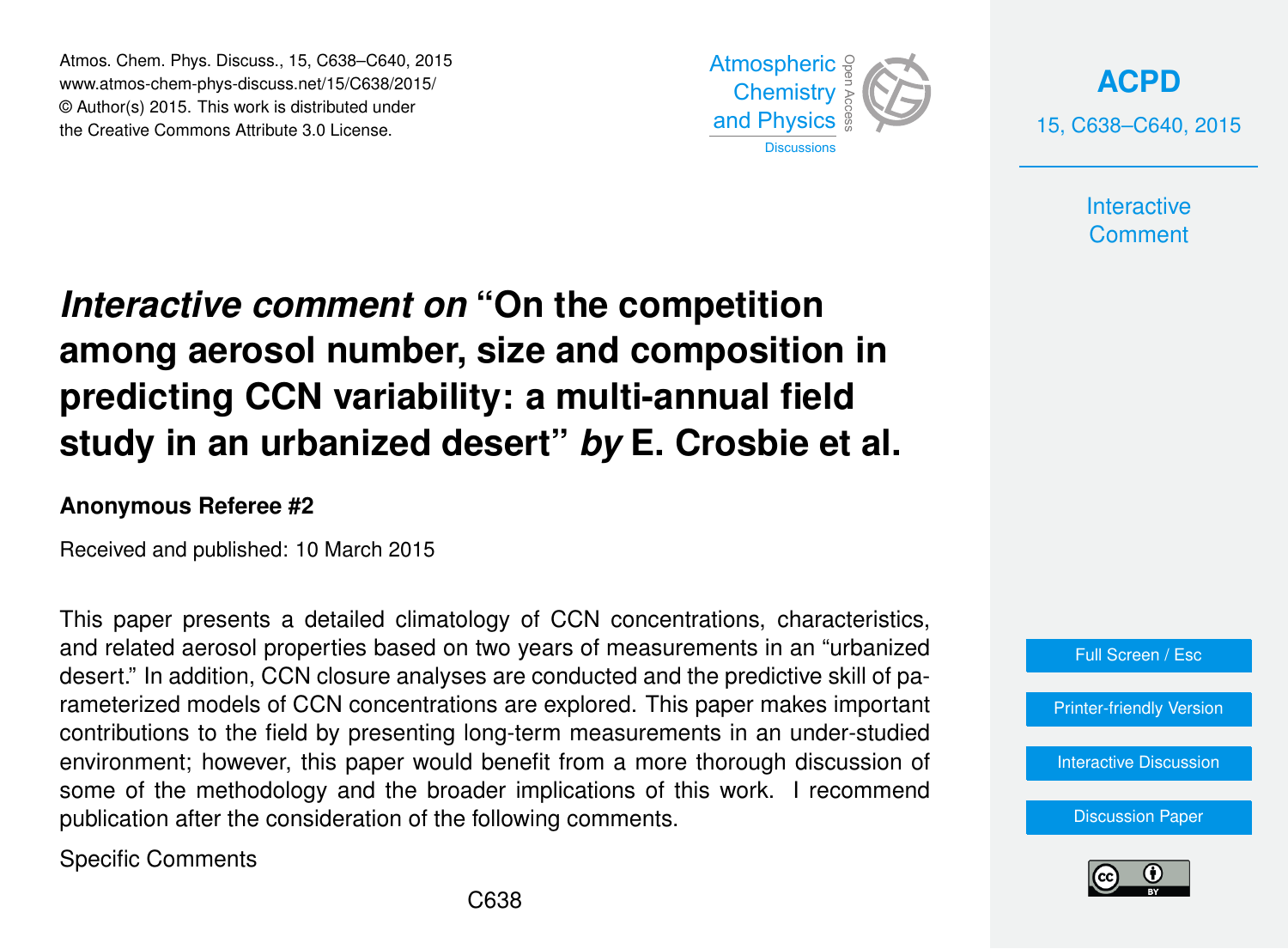# *Interactive comment on* "On the competition among aerosol number, size and composition in predicting CCN variability: a multi-annual field study in an urbanized desert" *by* E. Crosbie et al.

**Anonymous Referee #2**

Received and published: 10 March 2015

This paper presents a detailed climatology of CCN concentrations, characteristics, and related aerosol properties based on two years of measurements in an "urbanized desert." In addition, CCN closure analyses are conducted and the predictive skill of parameterized models of CCN concentrations are explored. This paper makes important contributions to the field by presenting long-term measurements in an under-studied environment; however, this paper would benefit from a more thorough discussion of some of the methodology and the broader implications of this work. I recommend publication after the consideration of the following comments.

Specific Comments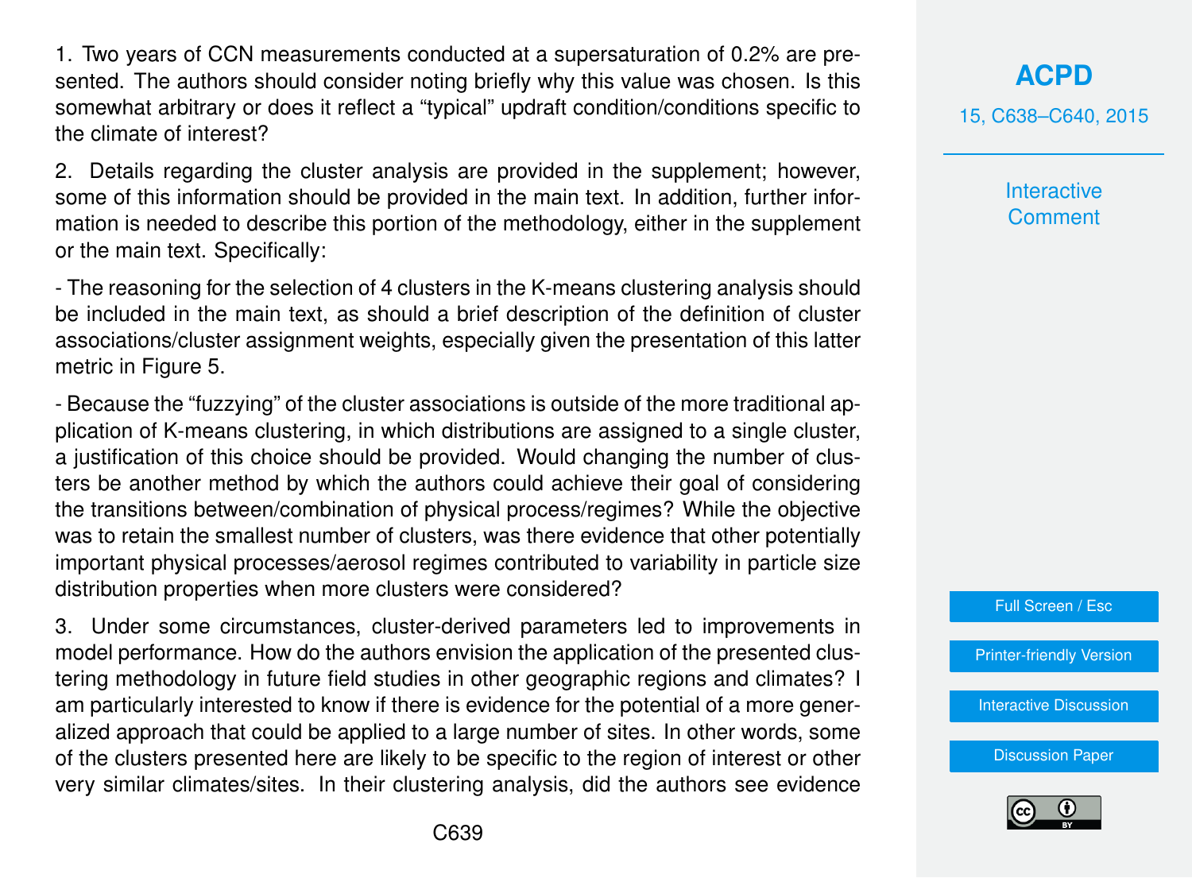1. Two years of CCN measurements conducted at a supersaturation of 0.2% are presented. The authors should consider noting briefly why this value was chosen. Is this somewhat arbitrary or does it reflect a "typical" updraft condition/conditions specific to the climate of interest?

2. Details regarding the cluster analysis are provided in the supplement; however, some of this information should be provided in the main text. In addition, further information is needed to describe this portion of the methodology, either in the supplement or the main text. Specifically:

- The reasoning for the selection of 4 clusters in the K-means clustering analysis should be included in the main text, as should a brief description of the definition of cluster associations/cluster assignment weights, especially given the presentation of this latter metric in Figure 5.

- Because the "fuzzying" of the cluster associations is outside of the more traditional application of K-means clustering, in which distributions are assigned to a single cluster, a justification of this choice should be provided. Would changing the number of clusters be another method by which the authors could achieve their goal of considering the transitions between/combination of physical process/regimes? While the objective was to retain the smallest number of clusters, was there evidence that other potentially important physical processes/aerosol regimes contributed to variability in particle size distribution properties when more clusters were considered?

3. Under some circumstances, cluster-derived parameters led to improvements in model performance. How do the authors envision the application of the presented clustering methodology in future field studies in other geographic regions and climates? I am particularly interested to know if there is evidence for the potential of a more generalized approach that could be applied to a large number of sites. In other words, some of the clusters presented here are likely to be specific to the region of interest or other very similar climates/sites. In their clustering analysis, did the authors see evidence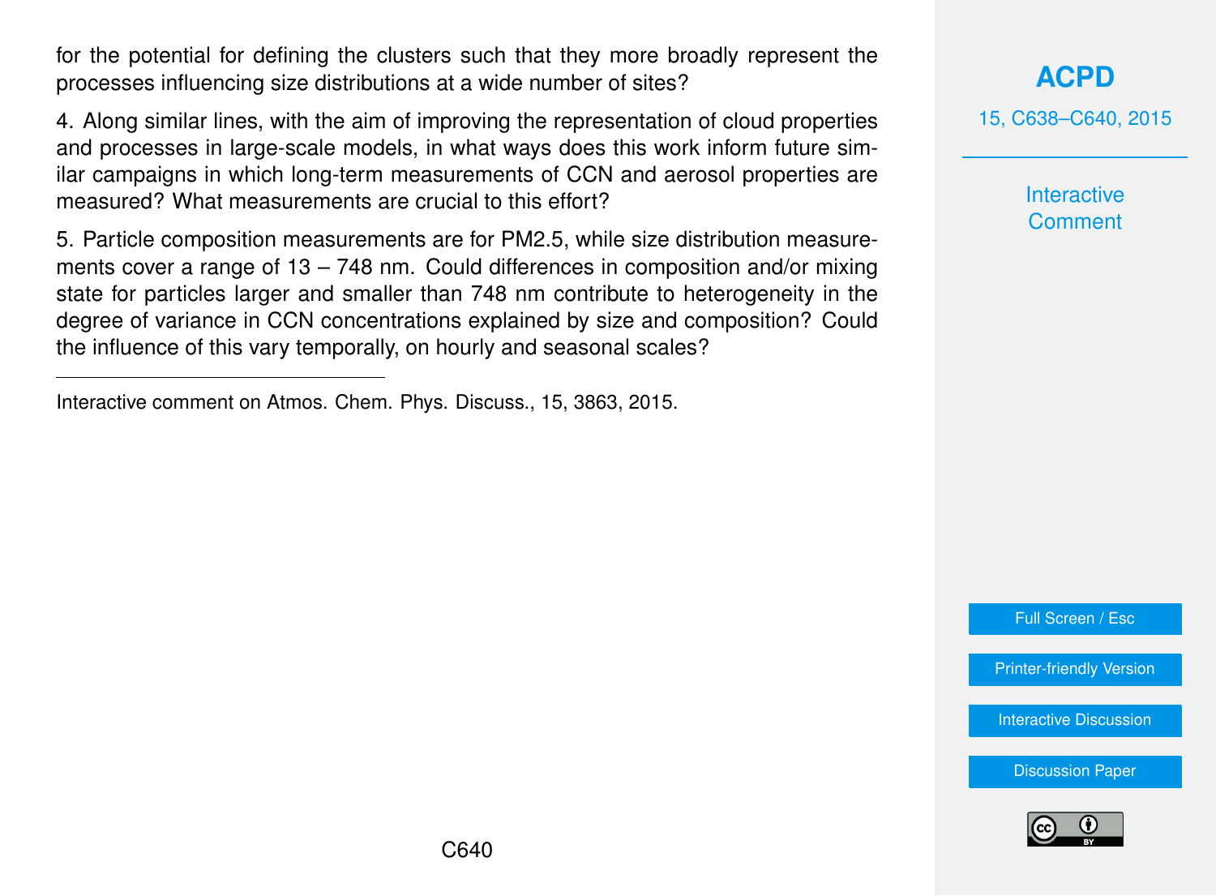for the potential for defining the clusters such that they more broadly represent the processes influencing size distributions at a wide number of sites?

4. Along similar lines, with the aim of improving the representation of cloud properties and processes in large-scale models, in what ways does this work inform future similar campaigns in which long-term measurements of CCN and aerosol properties are measured? What measurements are crucial to this effort?

5. Particle composition measurements are for PM2.5, while size distribution measurements cover a range of 13 – 748 nm. Could differences in composition and/or mixing state for particles larger and smaller than 748 nm contribute to heterogeneity in the degree of variance in CCN concentrations explained by size and composition? Could the influence of this vary temporally, on hourly and seasonal scales?

---

Interactive comment on Atmos. Chem. Phys. Discuss., 15, 3863, 2015.